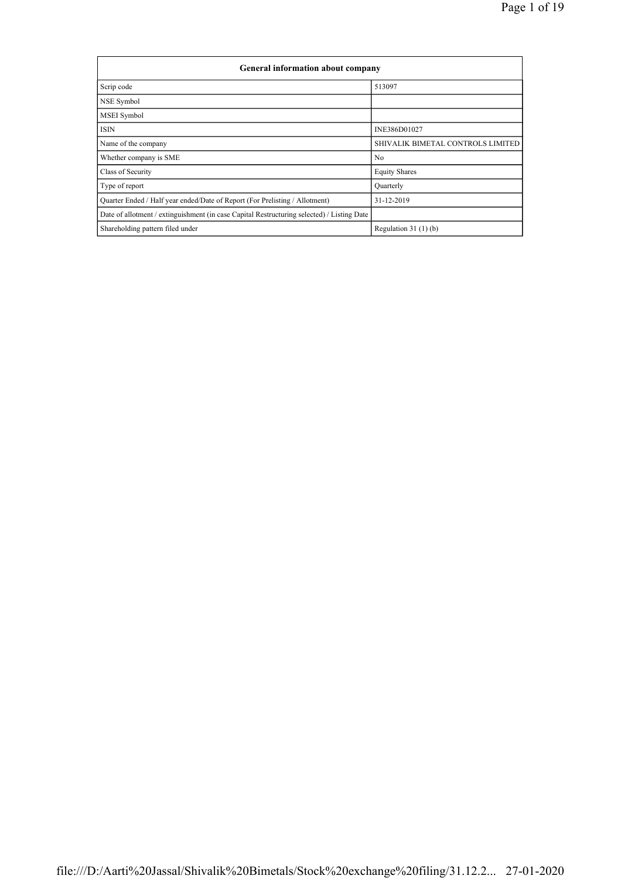| General information about company | |
|---|---|
| Scrip code | 513097 |
| NSE Symbol | |
| MSEI Symbol | |
| ISIN | INE386D01027 |
| Name of the company | SHIVALIK BIMETAL CONTROLS LIMITED |
| Whether company is SME | No |
| Class of Security | Equity Shares |
| Type of report | Quarterly |
| Quarter Ended / Half year ended/Date of Report (For Prelisting / Allotment) | 31-12-2019 |
| Date of allotment / extinguishment (in case Capital Restructuring selected) / Listing Date | |
| Shareholding pattern filed under | Regulation 31 (1) (b) |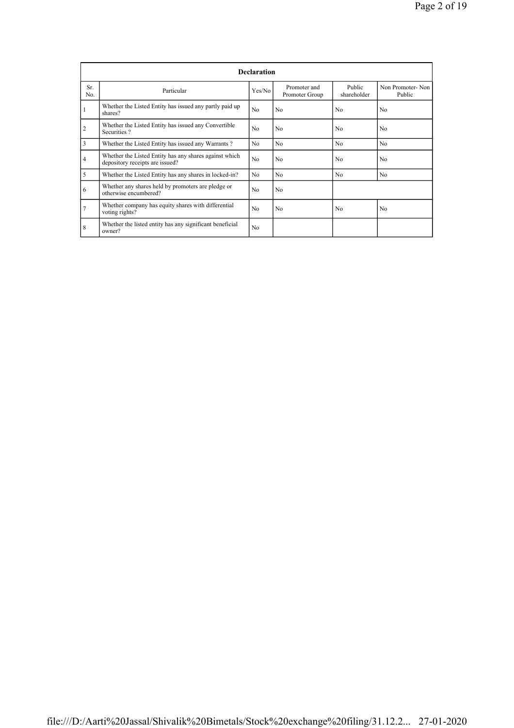| Declaration | | | | | |
|---|---|---|---|---|---|
| Sr. No. | Particular | Yes/No | Promoter and Promoter Group | Public shareholder | Non Promoter- Non Public |
| 1 | Whether the Listed Entity has issued any partly paid up shares? | No | No | No | No |
| 2 | Whether the Listed Entity has issued any Convertible Securities ? | No | No | No | No |
| 3 | Whether the Listed Entity has issued any Warrants ? | No | No | No | No |
| 4 | Whether the Listed Entity has any shares against which depository receipts are issued? | No | No | No | No |
| 5 | Whether the Listed Entity has any shares in locked-in? | No | No | No | No |
| 6 | Whether any shares held by promoters are pledge or otherwise encumbered? | No | No | | |
| 7 | Whether company has equity shares with differential voting rights? | No | No | No | No |
| 8 | Whether the listed entity has any significant beneficial owner? | No | | | |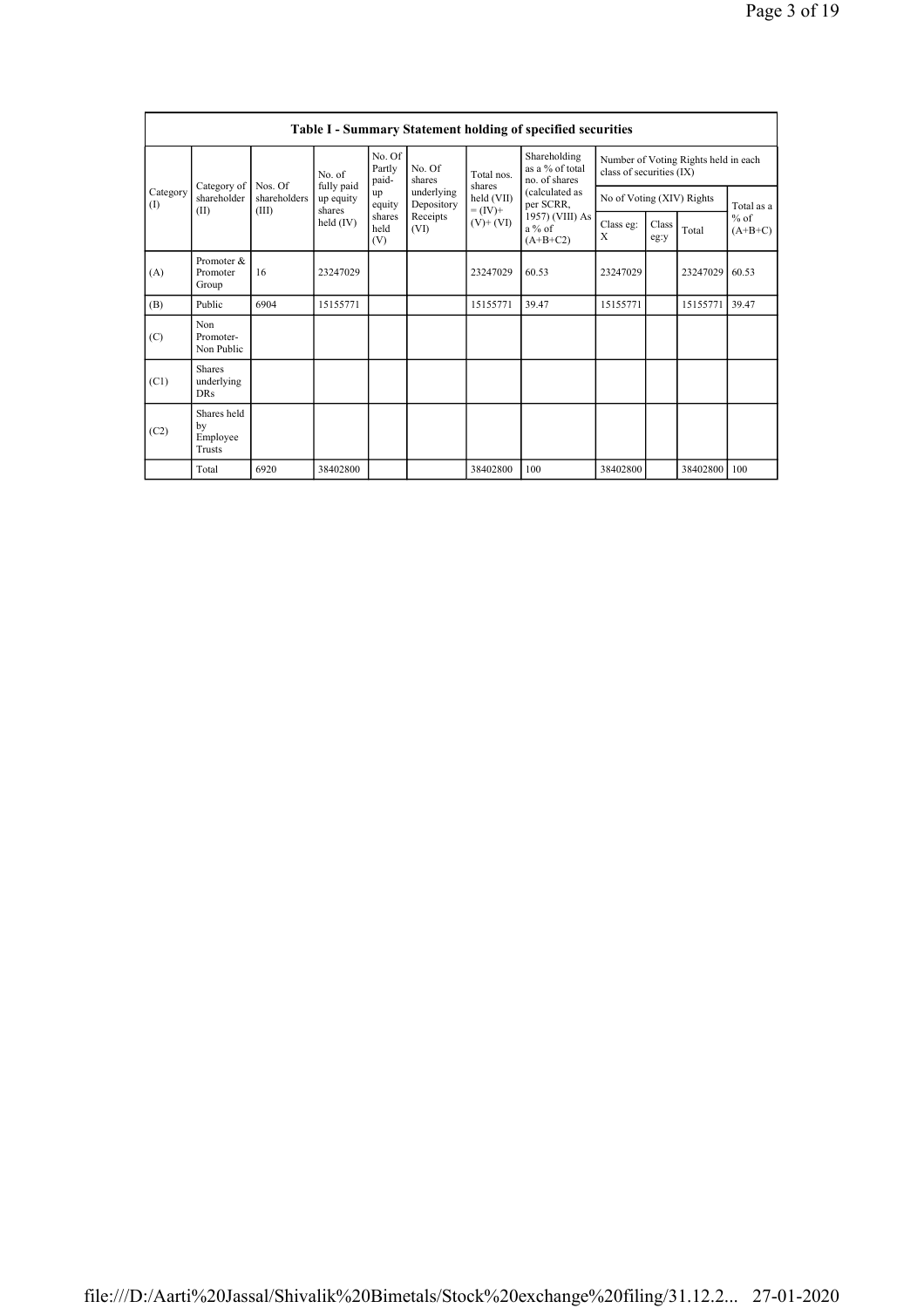## Table I - Summary Statement holding of specified securities

| Category (I) | Category of shareholder (II) | Nos. Of shareholders (III) | No. of fully paid up equity shares held (IV) | No. Of Partly paid-up equity shares held (V) | No. Of shares underlying Depository Receipts (VI) | Total nos. shares held (VII) = (IV)+ (V)+ (VI) | Shareholding as a % of total no. of shares (calculated as per SCRR, 1957) (VIII) As a % of (A+B+C2) | Number of Voting Rights held in each class of securities (IX) | | | |
|---|---|---|---|---|---|---|---|---|---|---|---|
| | | | | | | | | No of Voting (XIV) Rights | | | Total as a % of (A+B+C) |
| | | | | | | | | Class eg: X | Class eg:y | Total | |
| (A) | Promoter & Promoter Group | 16 | 23247029 | | | 23247029 | 60.53 | 23247029 | | 23247029 | 60.53 |
| (B) | Public | 6904 | 15155771 | | | 15155771 | 39.47 | 15155771 | | 15155771 | 39.47 |
| (C) | Non Promoter- Non Public | | | | | | | | | | |
| (C1) | Shares underlying DRs | | | | | | | | | | |
| (C2) | Shares held by Employee Trusts | | | | | | | | | | |
| | Total | 6920 | 38402800 | | | 38402800 | 100 | 38402800 | | 38402800 | 100 |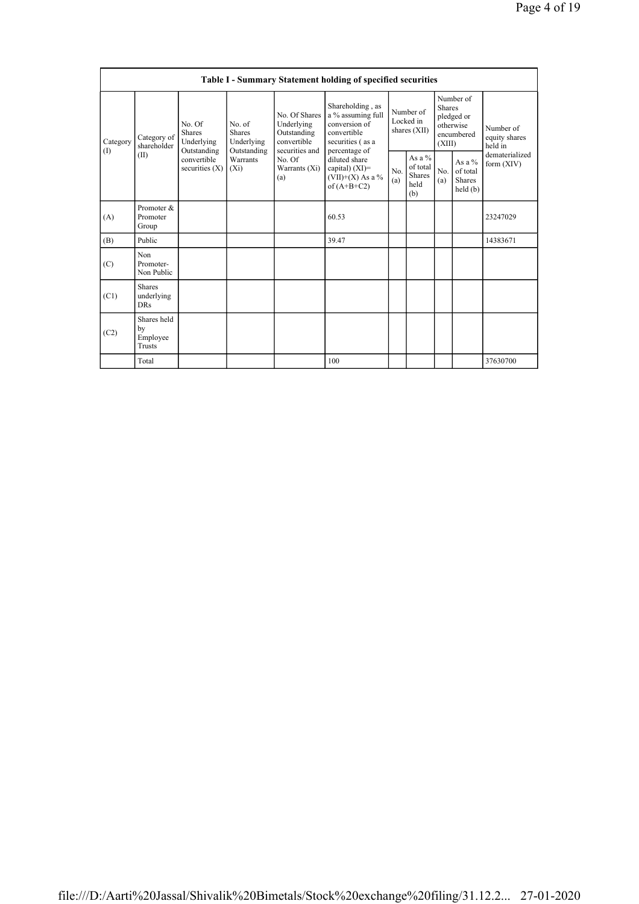| Table I - Summary Statement holding of specified securities | | | | | | | | | | | |
|---|---|---|---|---|---|---|---|---|---|---|---|
| Category (I) | Category of shareholder (II) | No. Of Shares Underlying Outstanding convertible securities (X) | No. of Shares Underlying Outstanding Warrants (Xi) | No. Of Shares Underlying Outstanding convertible securities and No. Of Warrants (Xi) (a) | Shareholding , as a % assuming full conversion of convertible securities ( as a percentage of diluted share capital) (XI)= (VII)+(X) As a % of (A+B+C2) | Number of Locked in shares (XII) | | Number of Shares pledged or otherwise encumbered (XIII) | | Number of equity shares held in dematerialized form (XIV) |
| | | | | | | No. (a) | As a % of total Shares held (b) | No. (a) | As a % of total Shares held (b) | |
| (A) | Promoter & Promoter Group | | | | 60.53 | | | | | 23247029 |
| (B) | Public | | | | 39.47 | | | | | 14383671 |
| (C) | Non Promoter- Non Public | | | | | | | | | |
| (C1) | Shares underlying DRs | | | | | | | | | |
| (C2) | Shares held by Employee Trusts | | | | | | | | | |
| | Total | | | | 100 | | | | | 37630700 |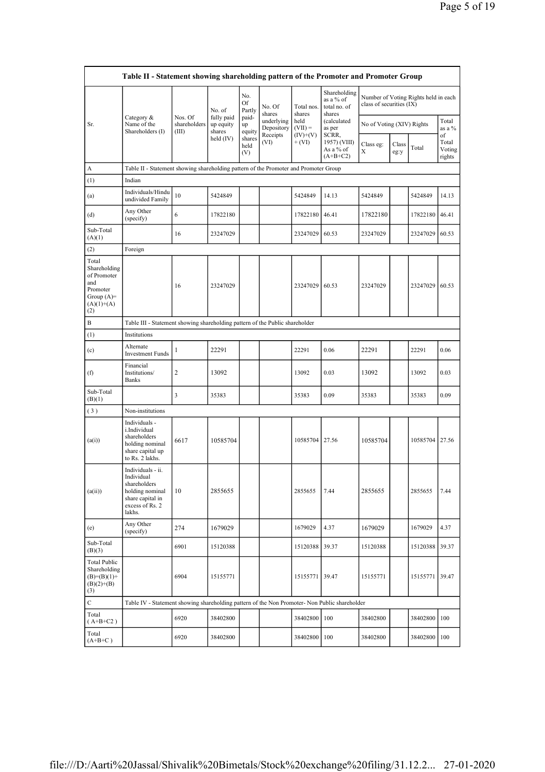| Table II - Statement showing shareholding pattern of the Promoter and Promoter Group | | | | | | | | | | | | |
|---|---|---|---|---|---|---|---|---|---|---|---|---|
| Sr. | Category & Name of the Shareholders (I) | Nos. Of shareholders (III) | No. of fully paid up equity shares held (IV) | No. Of Partly paid-up equity shares held (V) | No. Of shares underlying Depository Receipts (VI) | Total nos. shares held (VII) = (IV)+(V)+ (VI) | Shareholding as a % of total no. of shares (calculated as per SCRR, 1957) (VIII) As a % of (A+B+C2) | Number of Voting Rights held in each class of securities (IX) | | | |
| | | | | | | | | No of Voting (XIV) Rights | | | Total as a % of Total Voting rights |
| | | | | | | | | Class eg: X | Class eg:y | Total | |
| A | Table II - Statement showing shareholding pattern of the Promoter and Promoter Group | | | | | | | | | | |
| (1) | Indian | | | | | | | | | | |
| (a) | Individuals/Hindu undivided Family | 10 | 5424849 | | | 5424849 | 14.13 | 5424849 | | 5424849 | 14.13 |
| (d) | Any Other (specify) | 6 | 17822180 | | | 17822180 | 46.41 | 17822180 | | 17822180 | 46.41 |
| Sub-Total (A)(1) | | 16 | 23247029 | | | 23247029 | 60.53 | 23247029 | | 23247029 | 60.53 |
| (2) | Foreign | | | | | | | | | | |
| Total Shareholding of Promoter and Promoter Group (A)= (A)(1)+(A)(2) | | 16 | 23247029 | | | 23247029 | 60.53 | 23247029 | | 23247029 | 60.53 |
| B | Table III - Statement showing shareholding pattern of the Public shareholder | | | | | | | | | | |
| (1) | Institutions | | | | | | | | | | |
| (c) | Alternate Investment Funds | 1 | 22291 | | | 22291 | 0.06 | 22291 | | 22291 | 0.06 |
| (f) | Financial Institutions/ Banks | 2 | 13092 | | | 13092 | 0.03 | 13092 | | 13092 | 0.03 |
| Sub-Total (B)(1) | | 3 | 35383 | | | 35383 | 0.09 | 35383 | | 35383 | 0.09 |
| (3) | Non-institutions | | | | | | | | | | |
| (a(i)) | Individuals - i.Individual shareholders holding nominal share capital up to Rs. 2 lakhs. | 6617 | 10585704 | | | 10585704 | 27.56 | 10585704 | | 10585704 | 27.56 |
| (a(ii)) | Individuals - ii. Individual shareholders holding nominal share capital in excess of Rs. 2 lakhs. | 10 | 2855655 | | | 2855655 | 7.44 | 2855655 | | 2855655 | 7.44 |
| (e) | Any Other (specify) | 274 | 1679029 | | | 1679029 | 4.37 | 1679029 | | 1679029 | 4.37 |
| Sub-Total (B)(3) | | 6901 | 15120388 | | | 15120388 | 39.37 | 15120388 | | 15120388 | 39.37 |
| Total Public Shareholding (B)=(B)(1)+(B)(2)+(B)(3) | | 6904 | 15155771 | | | 15155771 | 39.47 | 15155771 | | 15155771 | 39.47 |
| C | Table IV - Statement showing shareholding pattern of the Non Promoter- Non Public shareholder | | | | | | | | | | |
| Total ( A+B+C2 ) | | 6920 | 38402800 | | | 38402800 | 100 | 38402800 | | 38402800 | 100 |
| Total (A+B+C ) | | 6920 | 38402800 | | | 38402800 | 100 | 38402800 | | 38402800 | 100 |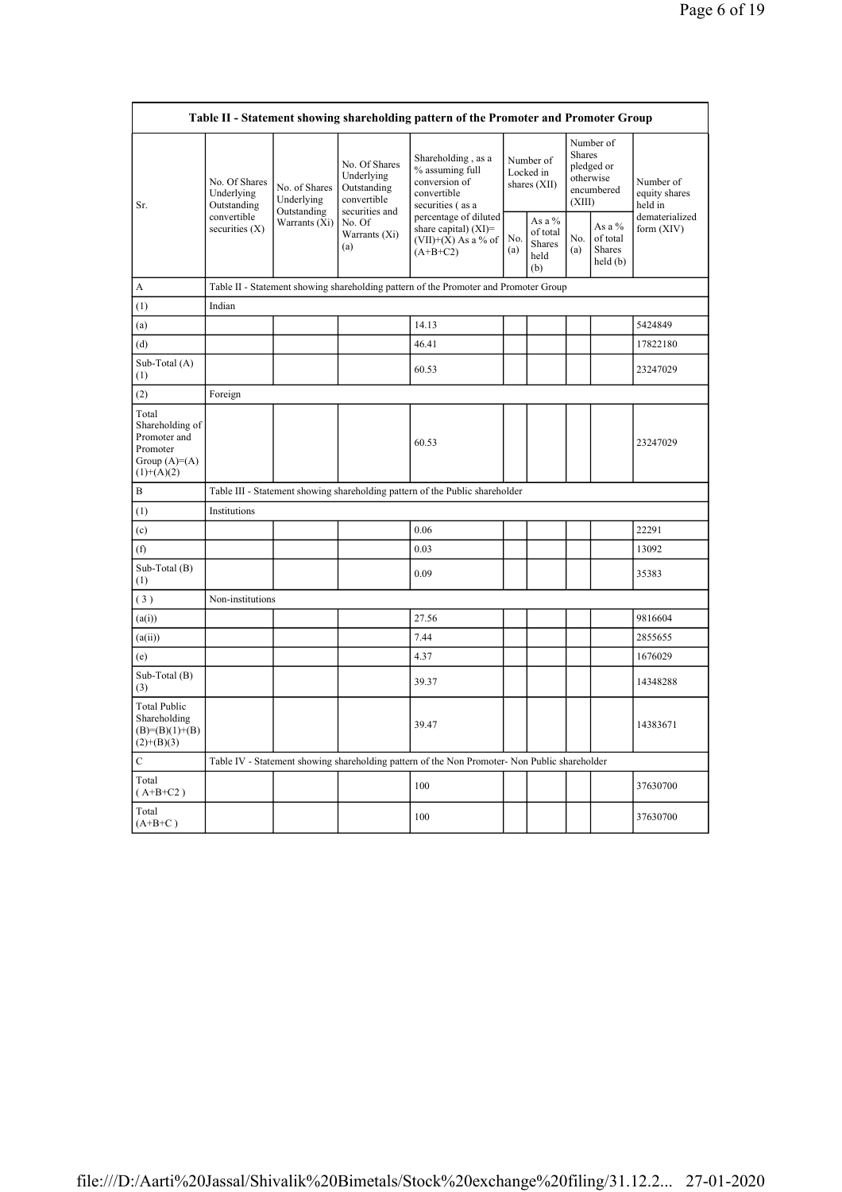| Table II - Statement showing shareholding pattern of the Promoter and Promoter Group | | | | | | | | | |
|---|---|---|---|---|---|---|---|---|---|
| Sr. | No. Of Shares Underlying Outstanding convertible securities (X) | No. of Shares Underlying Outstanding Warrants (Xi) | No. Of Shares Underlying Outstanding convertible securities and No. Of Warrants (Xi) (a) | Shareholding , as a % assuming full conversion of convertible securities ( as a percentage of diluted share capital) (XI)= (VII)+(X) As a % of (A+B+C2) | Number of Locked in shares (XII) | | Number of Shares pledged or otherwise encumbered (XIII) | | Number of equity shares held in dematerialized form (XIV) |
| | | | | | No. (a) | As a % of total Shares held (b) | No. (a) | As a % of total Shares held (b) | |
| A | Table II - Statement showing shareholding pattern of the Promoter and Promoter Group | | | | | | | | |
| (1) | Indian | | | | | | | | |
| (a) | | | | 14.13 | | | | | 5424849 |
| (d) | | | | 46.41 | | | | | 17822180 |
| Sub-Total (A) (1) | | | | 60.53 | | | | | 23247029 |
| (2) | Foreign | | | | | | | | |
| Total Shareholding of Promoter and Promoter Group (A)=(A)(1)+(A)(2) | | | | 60.53 | | | | | 23247029 |
| B | Table III - Statement showing shareholding pattern of the Public shareholder | | | | | | | | |
| (1) | Institutions | | | | | | | | |
| (c) | | | | 0.06 | | | | | 22291 |
| (f) | | | | 0.03 | | | | | 13092 |
| Sub-Total (B) (1) | | | | 0.09 | | | | | 35383 |
| (3) | Non-institutions | | | | | | | | |
| (a(i)) | | | | 27.56 | | | | | 9816604 |
| (a(ii)) | | | | 7.44 | | | | | 2855655 |
| (e) | | | | 4.37 | | | | | 1676029 |
| Sub-Total (B) (3) | | | | 39.37 | | | | | 14348288 |
| Total Public Shareholding (B)=(B)(1)+(B)(2)+(B)(3) | | | | 39.47 | | | | | 14383671 |
| C | Table IV - Statement showing shareholding pattern of the Non Promoter- Non Public shareholder | | | | | | | | |
| Total ( A+B+C2 ) | | | | 100 | | | | | 37630700 |
| Total (A+B+C ) | | | | 100 | | | | | 37630700 |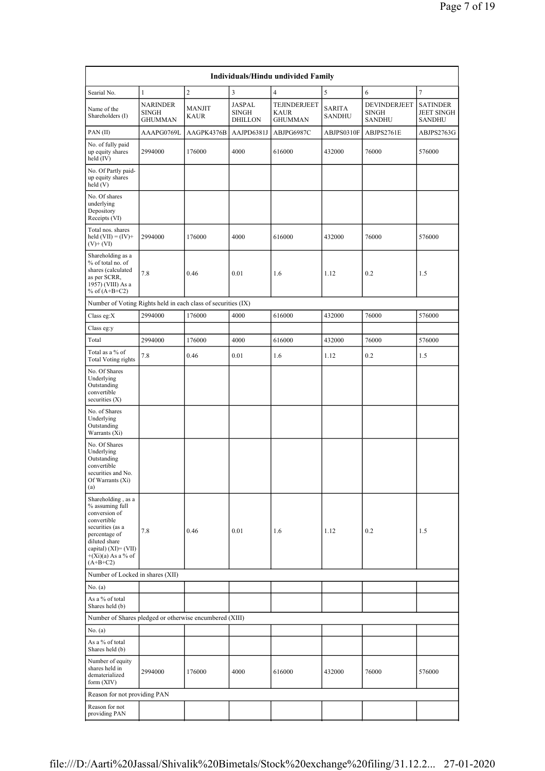| Individuals/Hindu undivided Family | | | | | | | |
|---|---|---|---|---|---|---|---|
| Searial No. | 1 | 2 | 3 | 4 | 5 | 6 | 7 |
| Name of the Shareholders (I) | NARINDER SINGH GHUMMAN | MANJIT KAUR | JASPAL SINGH DHILLON | TEJINDERJEET KAUR GHUMMAN | SARITA SANDHU | DEVINDERJEET SINGH SANDHU | SATINDER JEET SINGH SANDHU |
| PAN (II) | AAAPG0769L | AAGPK4376B | AAJPD6381J | ABJPG6987C | ABJPS0310F | ABJPS2761E | ABJPS2763G |
| No. of fully paid up equity shares held (IV) | 2994000 | 176000 | 4000 | 616000 | 432000 | 76000 | 576000 |
| No. Of Partly paid-up equity shares held (V) | | | | | | | |
| No. Of shares underlying Depository Receipts (VI) | | | | | | | |
| Total nos. shares held (VII) = (IV)+ (V)+ (VI) | 2994000 | 176000 | 4000 | 616000 | 432000 | 76000 | 576000 |
| Shareholding as a % of total no. of shares (calculated as per SCRR, 1957) (VIII) As a % of (A+B+C2) | 7.8 | 0.46 | 0.01 | 1.6 | 1.12 | 0.2 | 1.5 |
| Number of Voting Rights held in each class of securities (IX) | | | | | | | |
| Class eg:X | 2994000 | 176000 | 4000 | 616000 | 432000 | 76000 | 576000 |
| Class eg:y | | | | | | | |
| Total | 2994000 | 176000 | 4000 | 616000 | 432000 | 76000 | 576000 |
| Total as a % of Total Voting rights | 7.8 | 0.46 | 0.01 | 1.6 | 1.12 | 0.2 | 1.5 |
| No. Of Shares Underlying Outstanding convertible securities (X) | | | | | | | |
| No. of Shares Underlying Outstanding Warrants (Xi) | | | | | | | |
| No. Of Shares Underlying Outstanding convertible securities and No. Of Warrants (Xi) (a) | | | | | | | |
| Shareholding , as a % assuming full conversion of convertible securities (as a percentage of diluted share capital) (XI)= (VII) +(Xi)(a) As a % of (A+B+C2) | 7.8 | 0.46 | 0.01 | 1.6 | 1.12 | 0.2 | 1.5 |
| Number of Locked in shares (XII) | | | | | | | |
| No. (a) | | | | | | | |
| As a % of total Shares held (b) | | | | | | | |
| Number of Shares pledged or otherwise encumbered (XIII) | | | | | | | |
| No. (a) | | | | | | | |
| As a % of total Shares held (b) | | | | | | | |
| Number of equity shares held in dematerialized form (XIV) | 2994000 | 176000 | 4000 | 616000 | 432000 | 76000 | 576000 |
| Reason for not providing PAN | | | | | | | |
| Reason for not providing PAN | | | | | | | |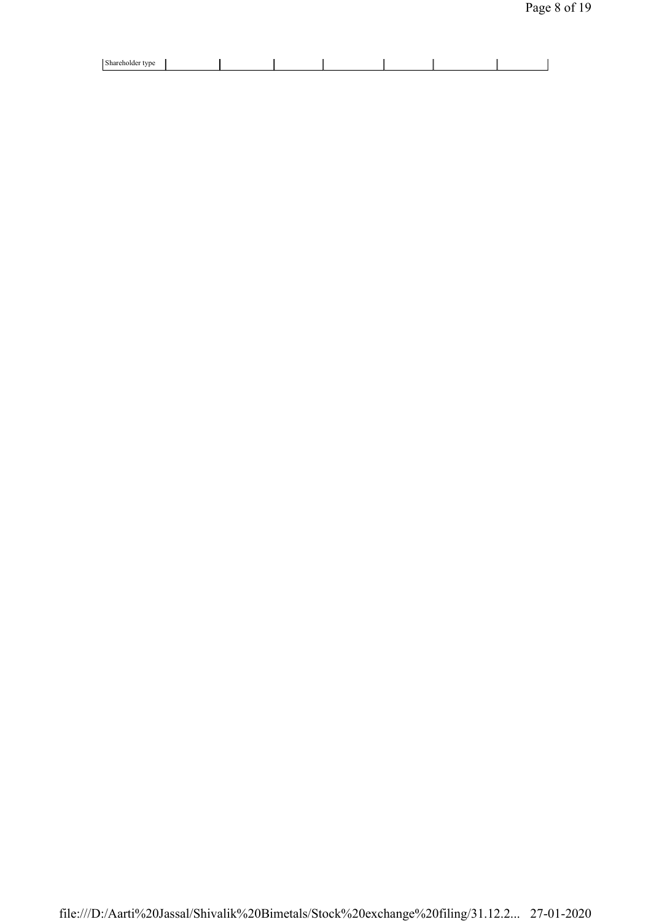| Shareholder type | | | | | | | |
|---|---|---|---|---|---|---|---|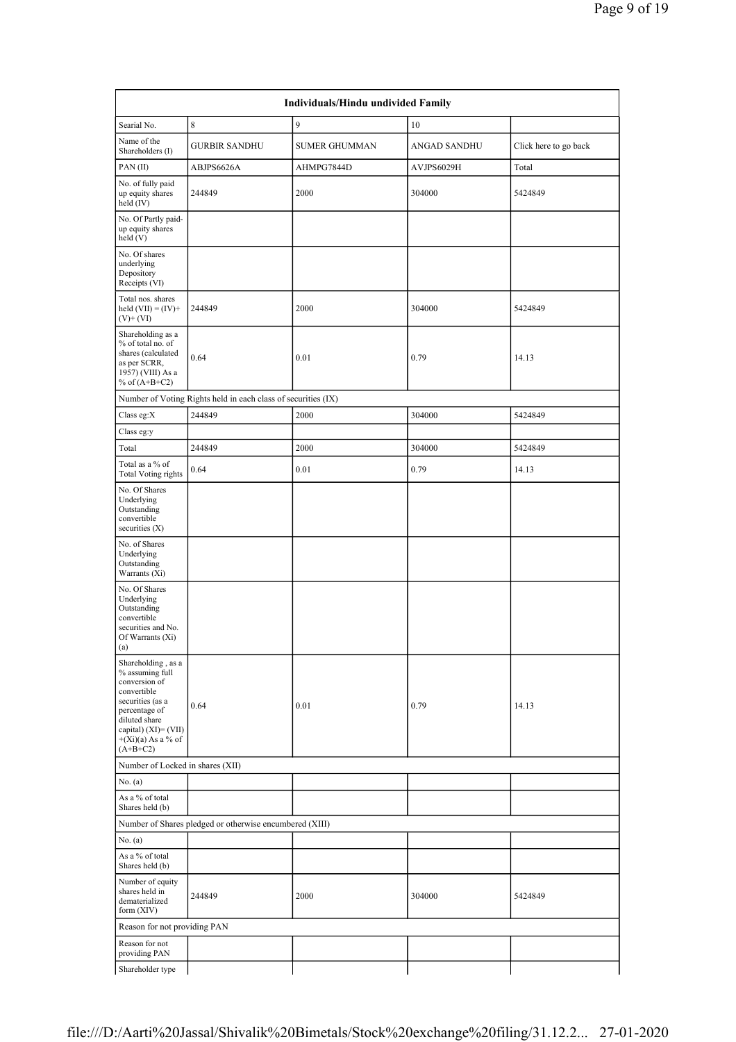| Individuals/Hindu undivided Family | | | | |
|---|---|---|---|---|
| Searial No. | 8 | 9 | 10 | |
| Name of the Shareholders (I) | GURBIR SANDHU | SUMER GHUMMAN | ANGAD SANDHU | Click here to go back |
| PAN (II) | ABJPS6626A | AHMPG7844D | AVJPS6029H | Total |
| No. of fully paid up equity shares held (IV) | 244849 | 2000 | 304000 | 5424849 |
| No. Of Partly paid-up equity shares held (V) | | | | |
| No. Of shares underlying Depository Receipts (VI) | | | | |
| Total nos. shares held (VII) = (IV)+(V)+ (VI) | 244849 | 2000 | 304000 | 5424849 |
| Shareholding as a % of total no. of shares (calculated as per SCRR, 1957) (VIII) As a % of (A+B+C2) | 0.64 | 0.01 | 0.79 | 14.13 |
| Number of Voting Rights held in each class of securities (IX) | | | | |
| Class eg:X | 244849 | 2000 | 304000 | 5424849 |
| Class eg:y | | | | |
| Total | 244849 | 2000 | 304000 | 5424849 |
| Total as a % of Total Voting rights | 0.64 | 0.01 | 0.79 | 14.13 |
| No. Of Shares Underlying Outstanding convertible securities (X) | | | | |
| No. of Shares Underlying Outstanding Warrants (Xi) | | | | |
| No. Of Shares Underlying Outstanding convertible securities and No. Of Warrants (Xi) (a) | | | | |
| Shareholding , as a % assuming full conversion of convertible securities (as a percentage of diluted share capital) (XI)= (VII)+(Xi)(a) As a % of (A+B+C2) | 0.64 | 0.01 | 0.79 | 14.13 |
| Number of Locked in shares (XII) | | | | |
| No. (a) | | | | |
| As a % of total Shares held (b) | | | | |
| Number of Shares pledged or otherwise encumbered (XIII) | | | | |
| No. (a) | | | | |
| As a % of total Shares held (b) | | | | |
| Number of equity shares held in dematerialized form (XIV) | 244849 | 2000 | 304000 | 5424849 |
| Reason for not providing PAN | | | | |
| Reason for not providing PAN | | | | |
| Shareholder type | | | | |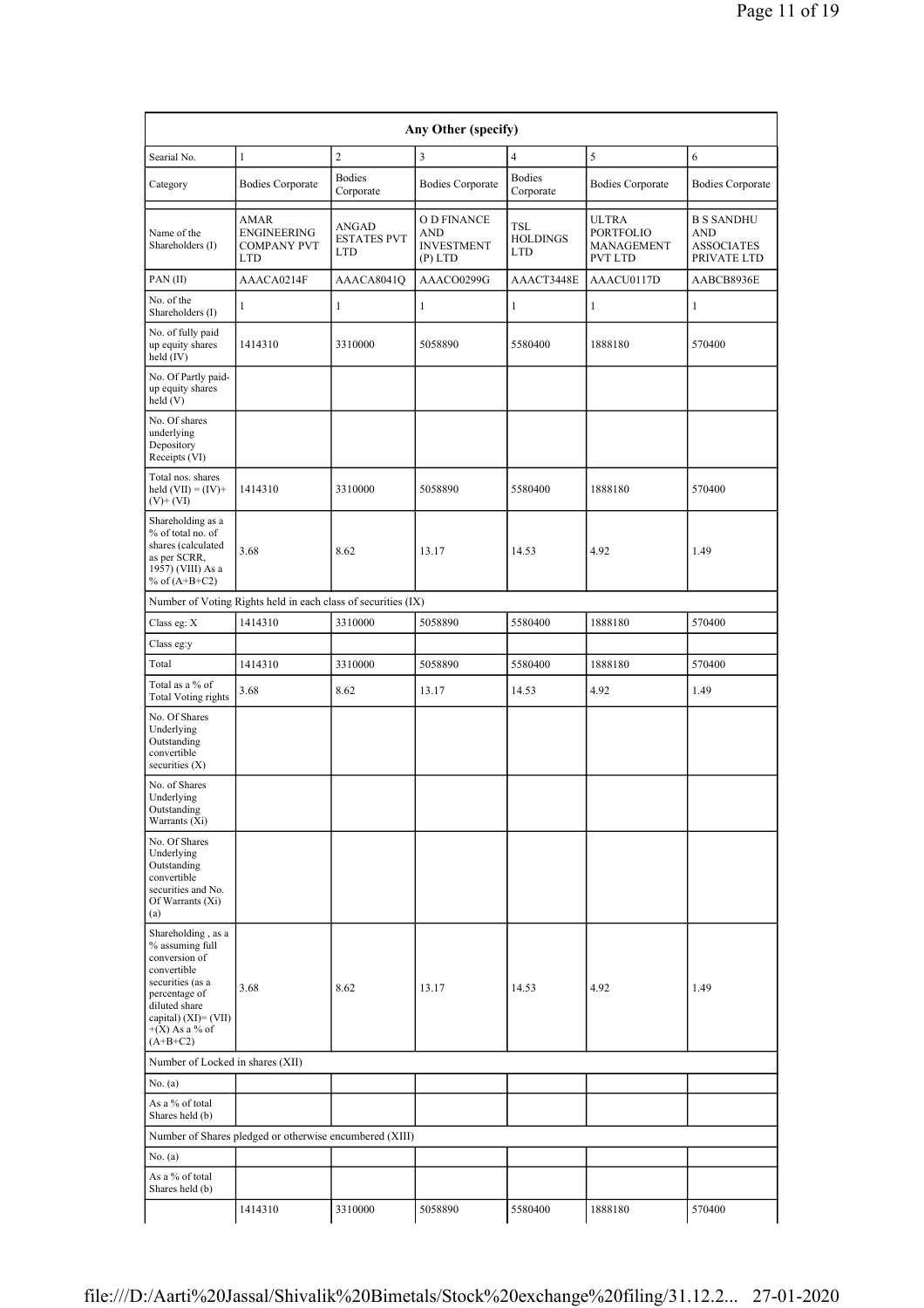| Any Other (specify) | | | | | | |
|---|---|---|---|---|---|---|
| Searial No. | 1 | 2 | 3 | 4 | 5 | 6 |
| Category | Bodies Corporate | Bodies Corporate | Bodies Corporate | Bodies Corporate | Bodies Corporate | Bodies Corporate |
| Name of the Shareholders (I) | AMAR ENGINEERING COMPANY PVT LTD | ANGAD ESTATES PVT LTD | O D FINANCE AND INVESTMENT (P) LTD | TSL HOLDINGS LTD | ULTRA PORTFOLIO MANAGEMENT PVT LTD | B S SANDHU AND ASSOCIATES PRIVATE LTD |
| PAN (II) | AAACA0214F | AAACA8041Q | AAACO0299G | AAACT3448E | AAACU0117D | AABCB8936E |
| No. of the Shareholders (I) | 1 | 1 | 1 | 1 | 1 | 1 |
| No. of fully paid up equity shares held (IV) | 1414310 | 3310000 | 5058890 | 5580400 | 1888180 | 570400 |
| No. Of Partly paid-up equity shares held (V) | | | | | | |
| No. Of shares underlying Depository Receipts (VI) | | | | | | |
| Total nos. shares held (VII) = (IV)+ (V)+ (VI) | 1414310 | 3310000 | 5058890 | 5580400 | 1888180 | 570400 |
| Shareholding as a % of total no. of shares (calculated as per SCRR, 1957) (VIII) As a % of (A+B+C2) | 3.68 | 8.62 | 13.17 | 14.53 | 4.92 | 1.49 |
| Number of Voting Rights held in each class of securities (IX) | | | | | | |
| Class eg: X | 1414310 | 3310000 | 5058890 | 5580400 | 1888180 | 570400 |
| Class eg:y | | | | | | |
| Total | 1414310 | 3310000 | 5058890 | 5580400 | 1888180 | 570400 |
| Total as a % of Total Voting rights | 3.68 | 8.62 | 13.17 | 14.53 | 4.92 | 1.49 |
| No. Of Shares Underlying Outstanding convertible securities (X) | | | | | | |
| No. of Shares Underlying Outstanding Warrants (Xi) | | | | | | |
| No. Of Shares Underlying Outstanding convertible securities and No. Of Warrants (Xi) (a) | | | | | | |
| Shareholding , as a % assuming full conversion of convertible securities (as a percentage of diluted share capital) (XI)= (VII) +(X) As a % of (A+B+C2) | 3.68 | 8.62 | 13.17 | 14.53 | 4.92 | 1.49 |
| Number of Locked in shares (XII) | | | | | | |
| No. (a) | | | | | | |
| As a % of total Shares held (b) | | | | | | |
| Number of Shares pledged or otherwise encumbered (XIII) | | | | | | |
| No. (a) | | | | | | |
| As a % of total Shares held (b) | | | | | | |
| | 1414310 | 3310000 | 5058890 | 5580400 | 1888180 | 570400 |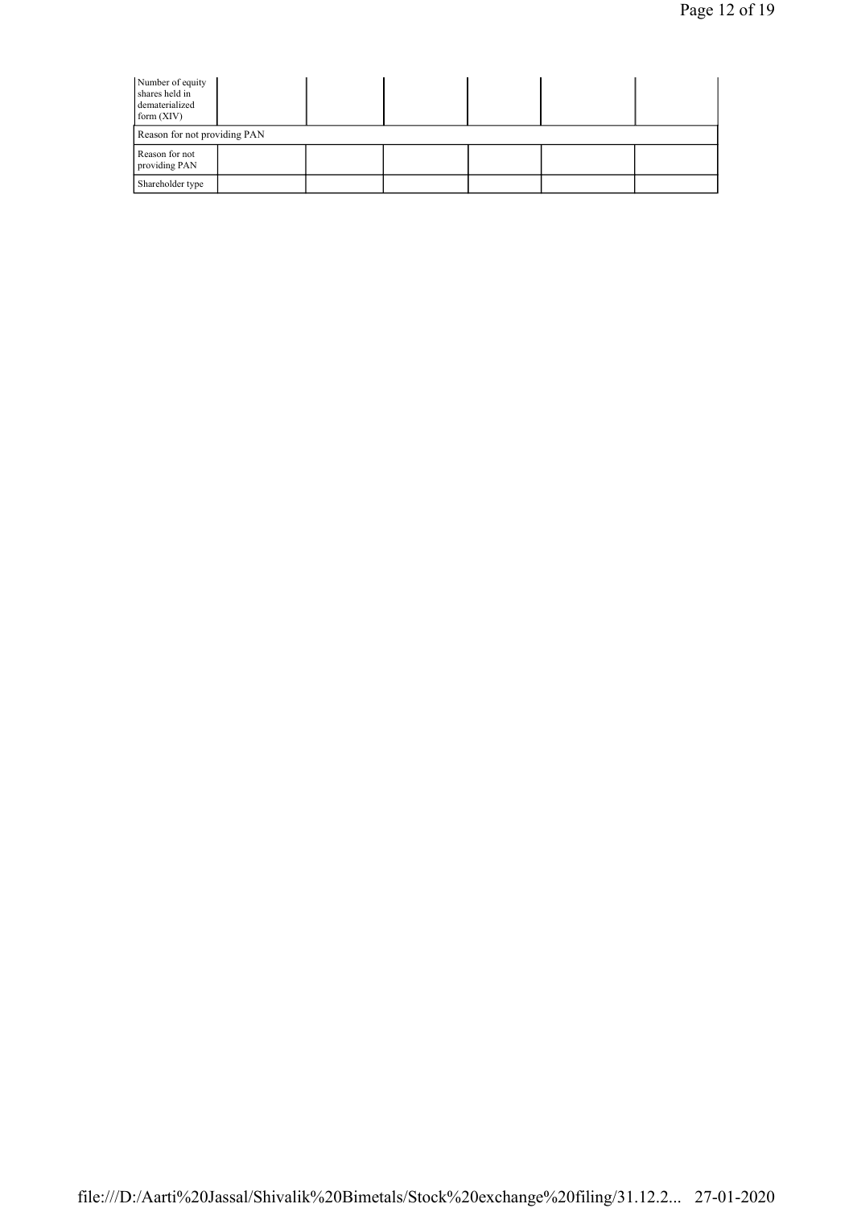| Number of equity shares held in dematerialized form (XIV) | | | | | | |
|---|---|---|---|---|---|---|
| Reason for not providing PAN | | | | | | |
| Reason for not providing PAN | | | | | | |
| Shareholder type | | | | | | |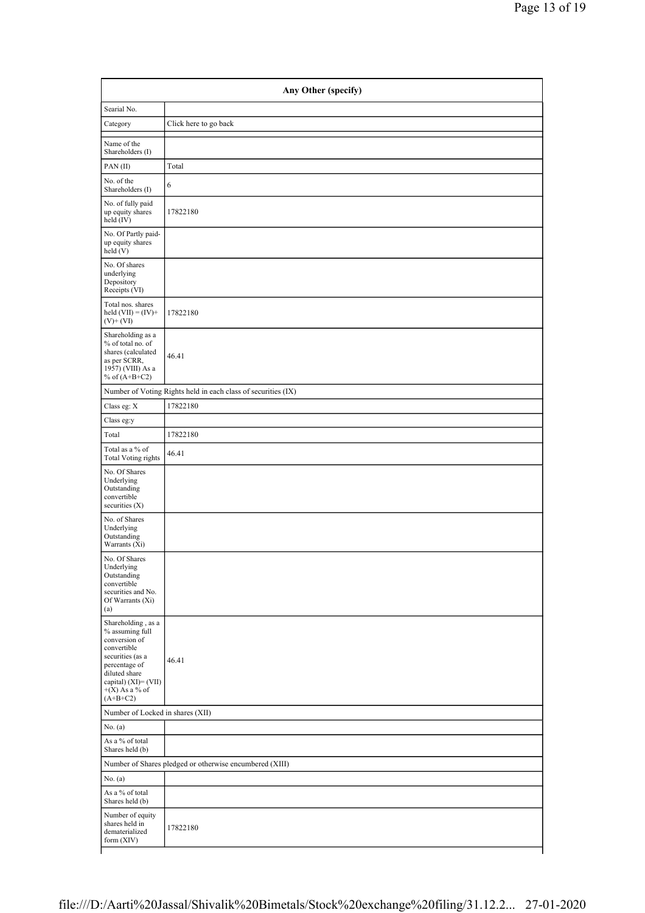| Any Other (specify) | |
|---|---|
| Searial No. | |
| Category | Click here to go back |
| Name of the Shareholders (I) | |
| PAN (II) | Total |
| No. of the Shareholders (I) | 6 |
| No. of fully paid up equity shares held (IV) | 17822180 |
| No. Of Partly paid-up equity shares held (V) | |
| No. Of shares underlying Depository Receipts (VI) | |
| Total nos. shares held (VII) = (IV)+ (V)+ (VI) | 17822180 |
| Shareholding as a % of total no. of shares (calculated as per SCRR, 1957) (VIII) As a % of (A+B+C2) | 46.41 |
| Number of Voting Rights held in each class of securities (IX) | |
| Class eg: X | 17822180 |
| Class eg:y | |
| Total | 17822180 |
| Total as a % of Total Voting rights | 46.41 |
| No. Of Shares Underlying Outstanding convertible securities (X) | |
| No. of Shares Underlying Outstanding Warrants (Xi) | |
| No. Of Shares Underlying Outstanding convertible securities and No. Of Warrants (Xi) (a) | |
| Shareholding , as a % assuming full conversion of convertible securities (as a percentage of diluted share capital) (XI)= (VII) +(X) As a % of (A+B+C2) | 46.41 |
| Number of Locked in shares (XII) | |
| No. (a) | |
| As a % of total Shares held (b) | |
| Number of Shares pledged or otherwise encumbered (XIII) | |
| No. (a) | |
| As a % of total Shares held (b) | |
| Number of equity shares held in dematerialized form (XIV) | 17822180 |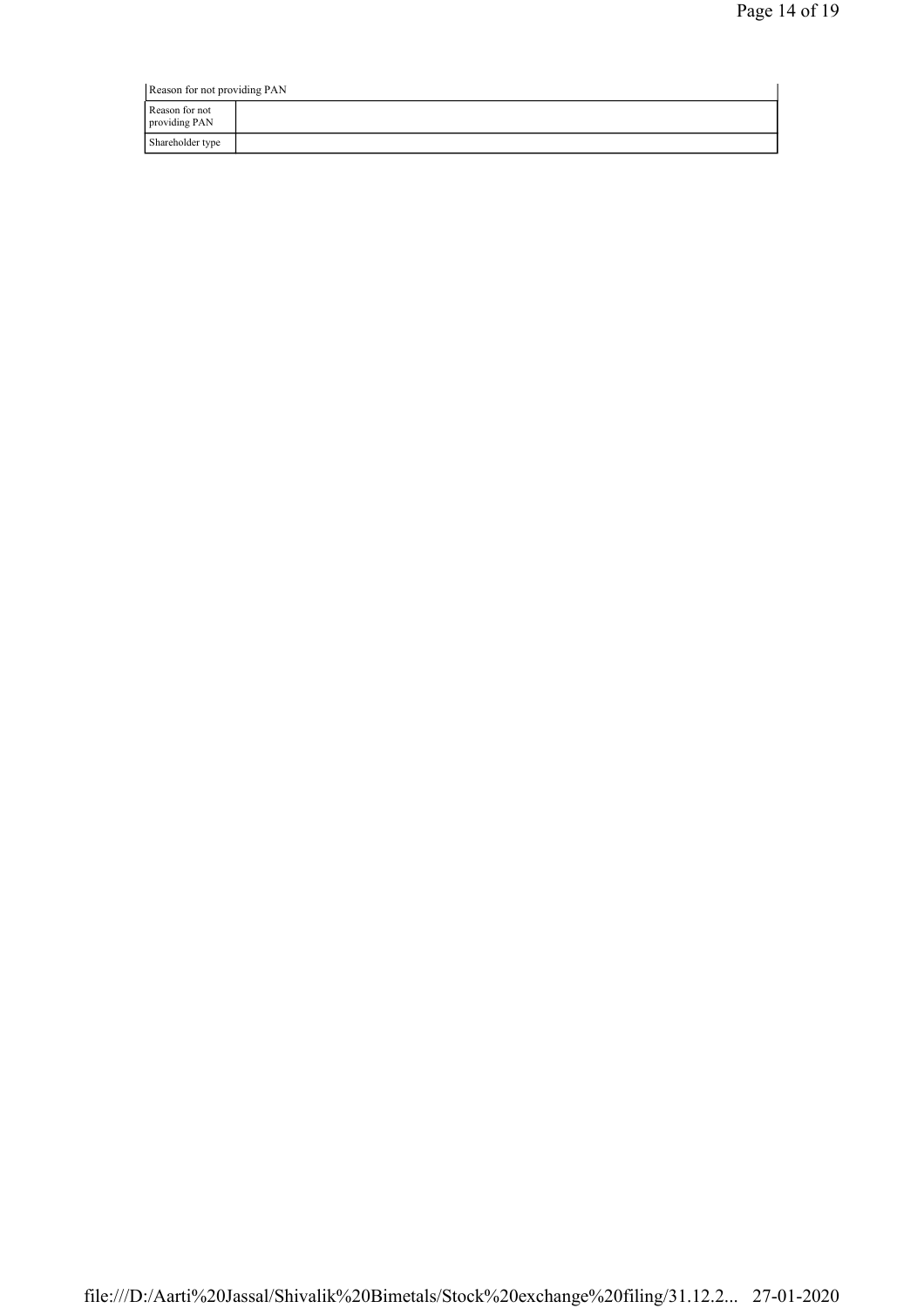| Reason for not providing PAN | |
|---|---|
| Reason for not providing PAN | |
| Shareholder type | |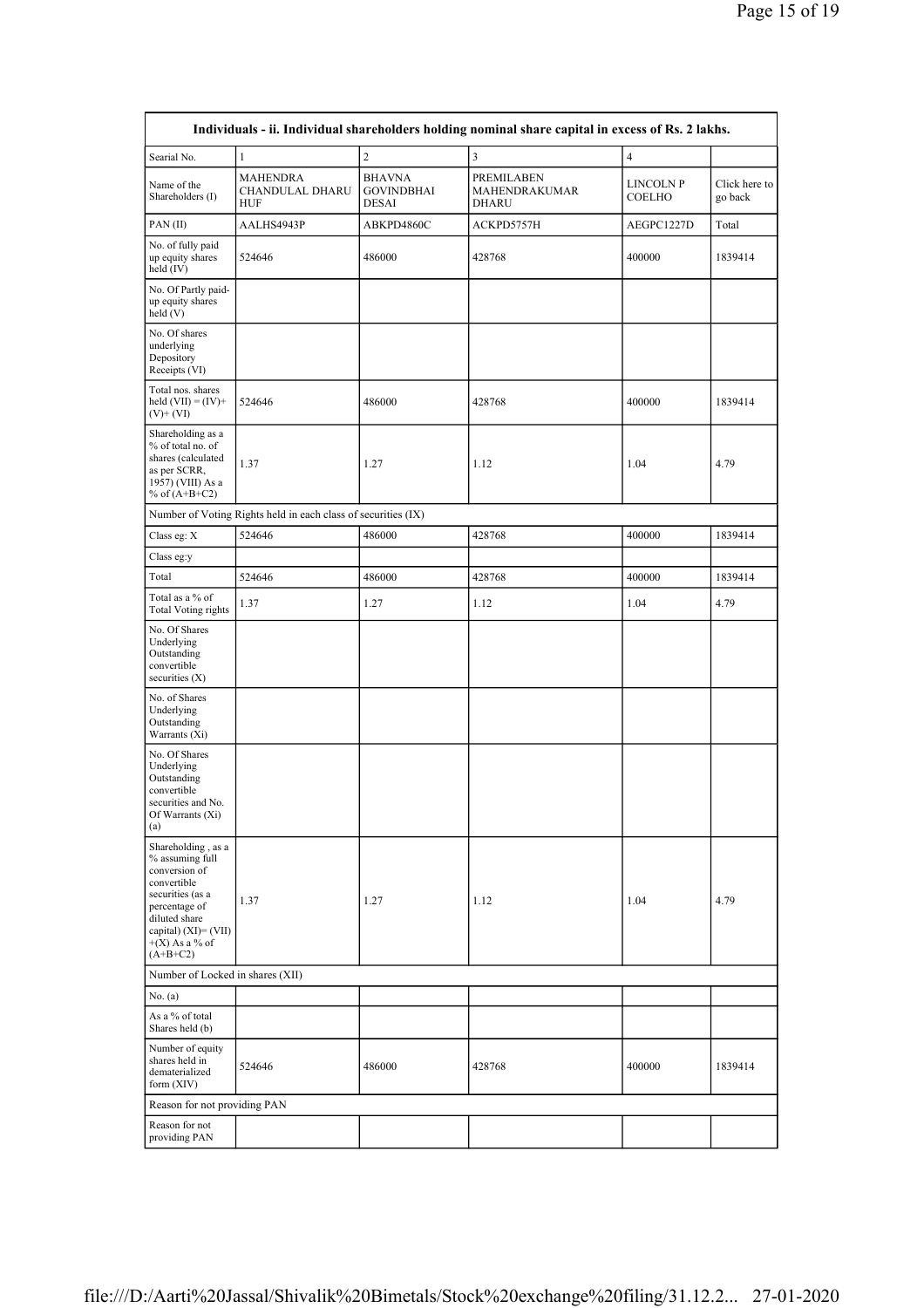| Individuals - ii. Individual shareholders holding nominal share capital in excess of Rs. 2 lakhs. | | | | | |
|---|---|---|---|---|---|
| Searial No. | 1 | 2 | 3 | 4 | |
| Name of the Shareholders (I) | MAHENDRA CHANDULAL DHARU HUF | BHAVNA GOVINDBHAI DESAI | PREMILABEN MAHENDRAKUMAR DHARU | LINCOLN P COELHO | Click here to go back |
| PAN (II) | AALHS4943P | ABKPD4860C | ACKPD5757H | AEGPC1227D | Total |
| No. of fully paid up equity shares held (IV) | 524646 | 486000 | 428768 | 400000 | 1839414 |
| No. Of Partly paid-up equity shares held (V) | | | | | |
| No. Of shares underlying Depository Receipts (VI) | | | | | |
| Total nos. shares held (VII) = (IV)+(V)+ (VI) | 524646 | 486000 | 428768 | 400000 | 1839414 |
| Shareholding as a % of total no. of shares (calculated as per SCRR, 1957) (VIII) As a % of (A+B+C2) | 1.37 | 1.27 | 1.12 | 1.04 | 4.79 |
| Number of Voting Rights held in each class of securities (IX) | | | | | |
| Class eg: X | 524646 | 486000 | 428768 | 400000 | 1839414 |
| Class eg:y | | | | | |
| Total | 524646 | 486000 | 428768 | 400000 | 1839414 |
| Total as a % of Total Voting rights | 1.37 | 1.27 | 1.12 | 1.04 | 4.79 |
| No. Of Shares Underlying Outstanding convertible securities (X) | | | | | |
| No. of Shares Underlying Outstanding Warrants (Xi) | | | | | |
| No. Of Shares Underlying Outstanding convertible securities and No. Of Warrants (Xi) (a) | | | | | |
| Shareholding , as a % assuming full conversion of convertible securities (as a percentage of diluted share capital) (XI)= (VII)+(X) As a % of (A+B+C2) | 1.37 | 1.27 | 1.12 | 1.04 | 4.79 |
| Number of Locked in shares (XII) | | | | | |
| No. (a) | | | | | |
| As a % of total Shares held (b) | | | | | |
| Number of equity shares held in dematerialized form (XIV) | 524646 | 486000 | 428768 | 400000 | 1839414 |
| Reason for not providing PAN | | | | | |
| Reason for not providing PAN | | | | | |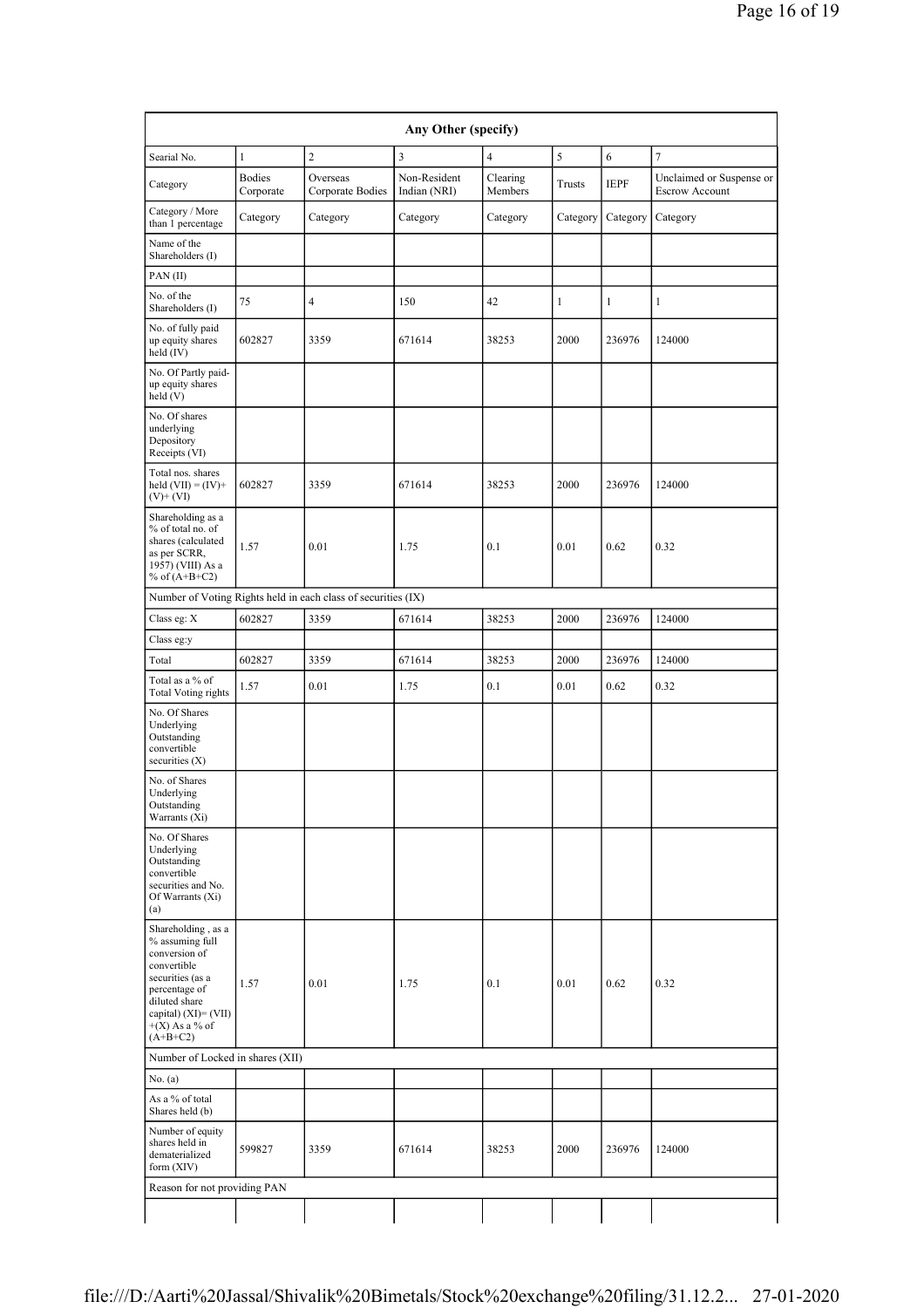| Any Other (specify) | | | | | | | |
|---|---|---|---|---|---|---|---|
| Searial No. | 1 | 2 | 3 | 4 | 5 | 6 | 7 |
| Category | Bodies Corporate | Overseas Corporate Bodies | Non-Resident Indian (NRI) | Clearing Members | Trusts | IEPF | Unclaimed or Suspense or Escrow Account |
| Category / More than 1 percentage | Category | Category | Category | Category | Category | Category | Category |
| Name of the Shareholders (I) | | | | | | | |
| PAN (II) | | | | | | | |
| No. of the Shareholders (I) | 75 | 4 | 150 | 42 | 1 | 1 | 1 |
| No. of fully paid up equity shares held (IV) | 602827 | 3359 | 671614 | 38253 | 2000 | 236976 | 124000 |
| No. Of Partly paid-up equity shares held (V) | | | | | | | |
| No. Of shares underlying Depository Receipts (VI) | | | | | | | |
| Total nos. shares held (VII) = (IV)+(V)+ (VI) | 602827 | 3359 | 671614 | 38253 | 2000 | 236976 | 124000 |
| Shareholding as a % of total no. of shares (calculated as per SCRR, 1957) (VIII) As a % of (A+B+C2) | 1.57 | 0.01 | 1.75 | 0.1 | 0.01 | 0.62 | 0.32 |
| Number of Voting Rights held in each class of securities (IX) | | | | | | | |
| Class eg: X | 602827 | 3359 | 671614 | 38253 | 2000 | 236976 | 124000 |
| Class eg:y | | | | | | | |
| Total | 602827 | 3359 | 671614 | 38253 | 2000 | 236976 | 124000 |
| Total as a % of Total Voting rights | 1.57 | 0.01 | 1.75 | 0.1 | 0.01 | 0.62 | 0.32 |
| No. Of Shares Underlying Outstanding convertible securities (X) | | | | | | | |
| No. of Shares Underlying Outstanding Warrants (Xi) | | | | | | | |
| No. Of Shares Underlying Outstanding convertible securities and No. Of Warrants (Xi) (a) | | | | | | | |
| Shareholding , as a % assuming full conversion of convertible securities (as a percentage of diluted share capital) (XI)= (VII)+(X) As a % of (A+B+C2) | 1.57 | 0.01 | 1.75 | 0.1 | 0.01 | 0.62 | 0.32 |
| Number of Locked in shares (XII) | | | | | | | |
| No. (a) | | | | | | | |
| As a % of total Shares held (b) | | | | | | | |
| Number of equity shares held in dematerialized form (XIV) | 599827 | 3359 | 671614 | 38253 | 2000 | 236976 | 124000 |
| Reason for not providing PAN | | | | | | | |
| | | | | | | | |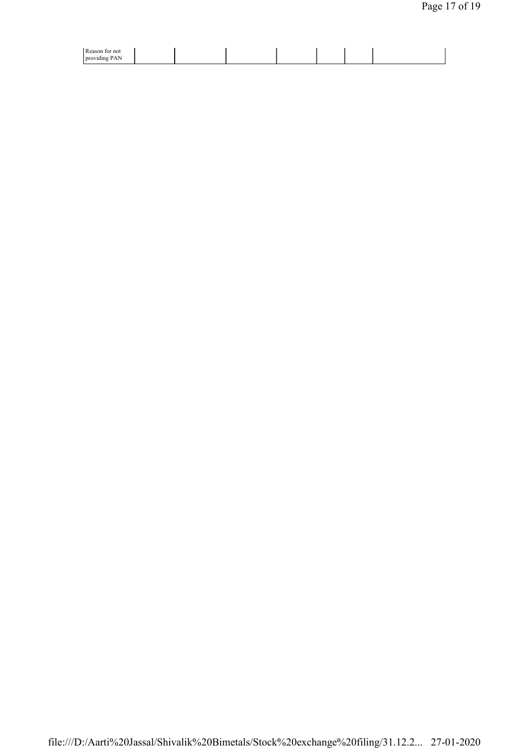| Reason for not providing PAN | | | | | | | |
|---|---|---|---|---|---|---|---|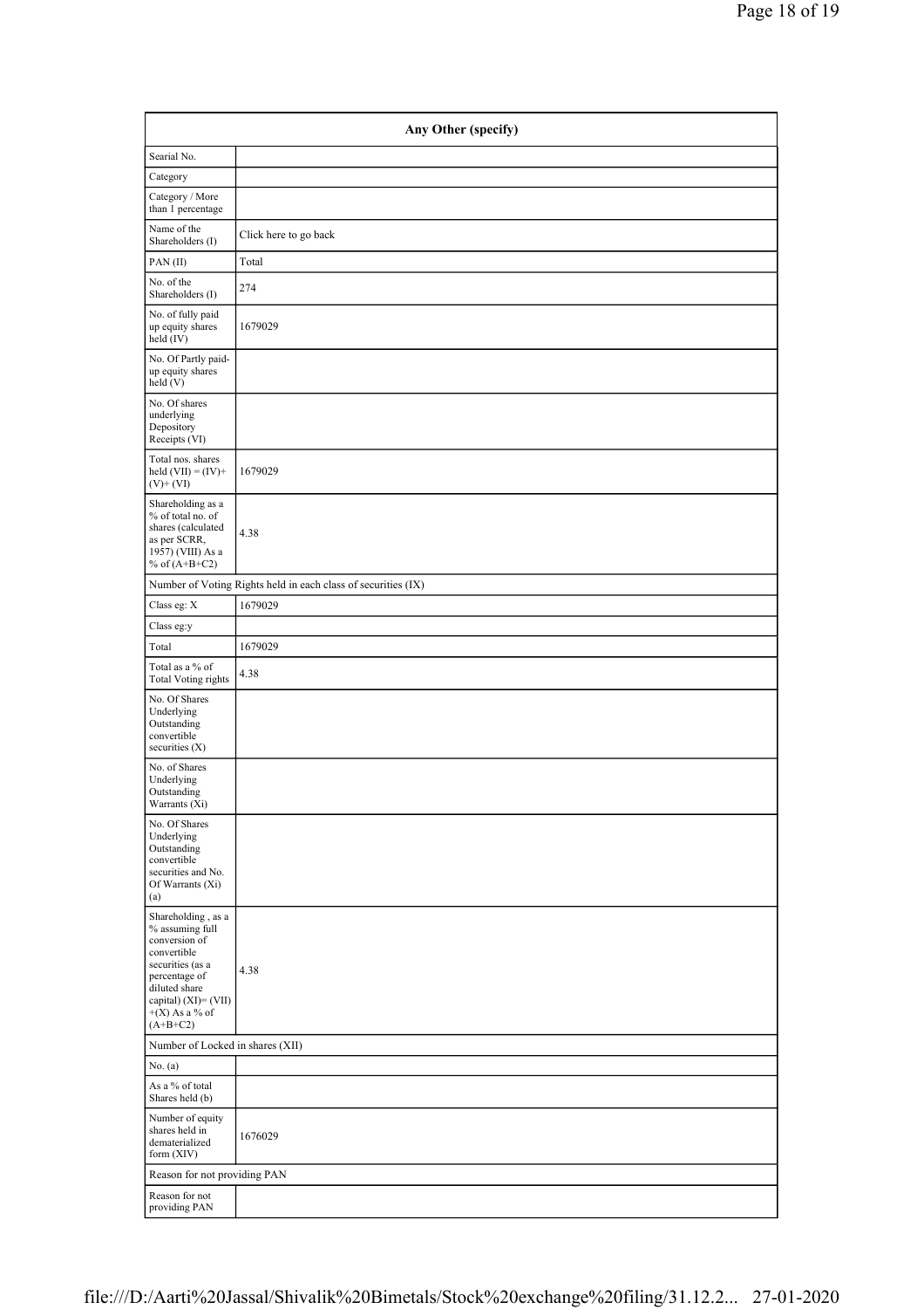| Any Other (specify) | |
|---|---|
| Searial No. | |
| Category | |
| Category / More than 1 percentage | |
| Name of the Shareholders (I) | Click here to go back |
| PAN (II) | Total |
| No. of the Shareholders (I) | 274 |
| No. of fully paid up equity shares held (IV) | 1679029 |
| No. Of Partly paid-up equity shares held (V) | |
| No. Of shares underlying Depository Receipts (VI) | |
| Total nos. shares held (VII) = (IV)+ (V)+ (VI) | 1679029 |
| Shareholding as a % of total no. of shares (calculated as per SCRR, 1957) (VIII) As a % of (A+B+C2) | 4.38 |
| Number of Voting Rights held in each class of securities (IX) | |
| Class eg: X | 1679029 |
| Class eg:y | |
| Total | 1679029 |
| Total as a % of Total Voting rights | 4.38 |
| No. Of Shares Underlying Outstanding convertible securities (X) | |
| No. of Shares Underlying Outstanding Warrants (Xi) | |
| No. Of Shares Underlying Outstanding convertible securities and No. Of Warrants (Xi) (a) | |
| Shareholding , as a % assuming full conversion of convertible securities (as a percentage of diluted share capital) (XI)= (VII) +(X) As a % of (A+B+C2) | 4.38 |
| Number of Locked in shares (XII) | |
| No. (a) | |
| As a % of total Shares held (b) | |
| Number of equity shares held in dematerialized form (XIV) | 1676029 |
| Reason for not providing PAN | |
| Reason for not providing PAN | |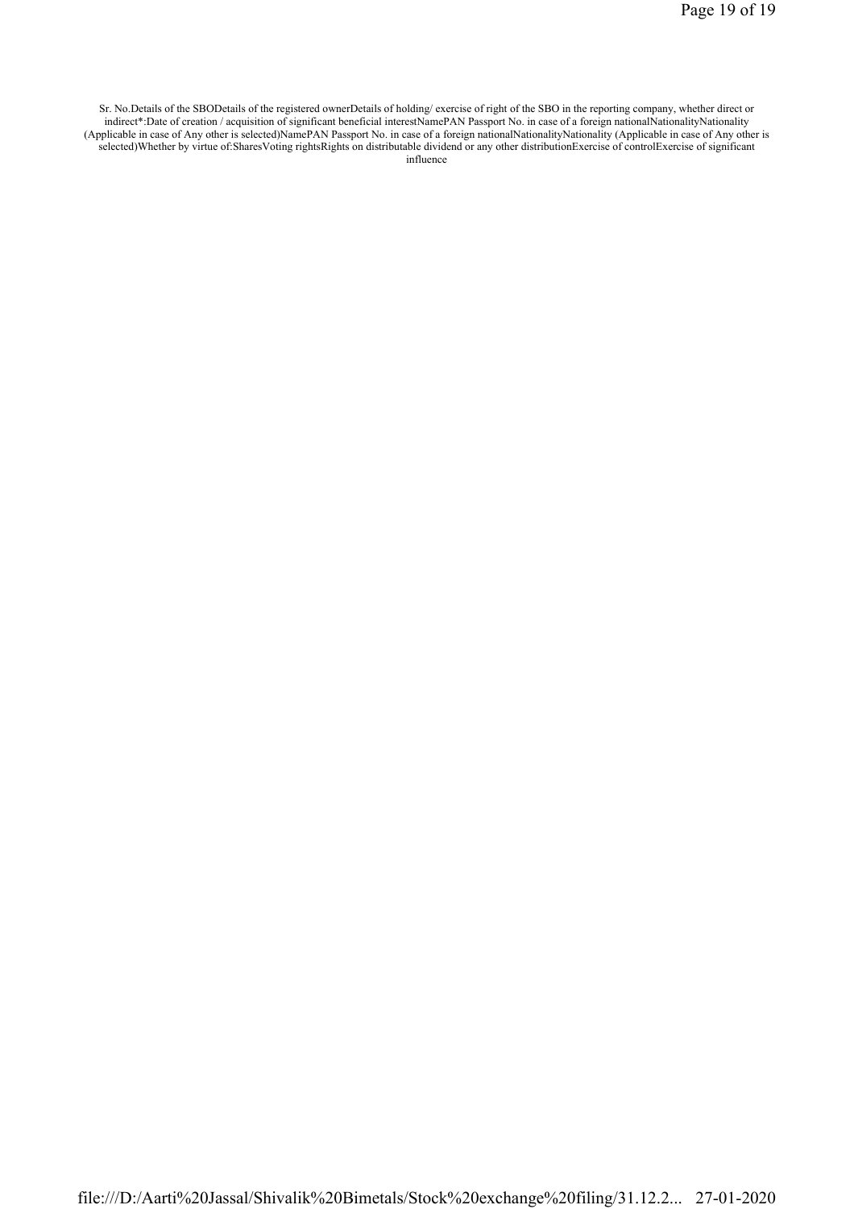Sr. No.Details of the SBODetails of the registered ownerDetails of holding/ exercise of right of the SBO in the reporting company, whether direct or indirect*:Date of creation / acquisition of significant beneficial interestNamePAN Passport No. in case of a foreign nationalNationalityNationality (Applicable in case of Any other is selected)NamePAN Passport No. in case of a foreign nationalNationalityNationality (Applicable in case of Any other is selected)Whether by virtue of:SharesVoting rightsRights on distributable dividend or any other distributionExercise of controlExercise of significant influence